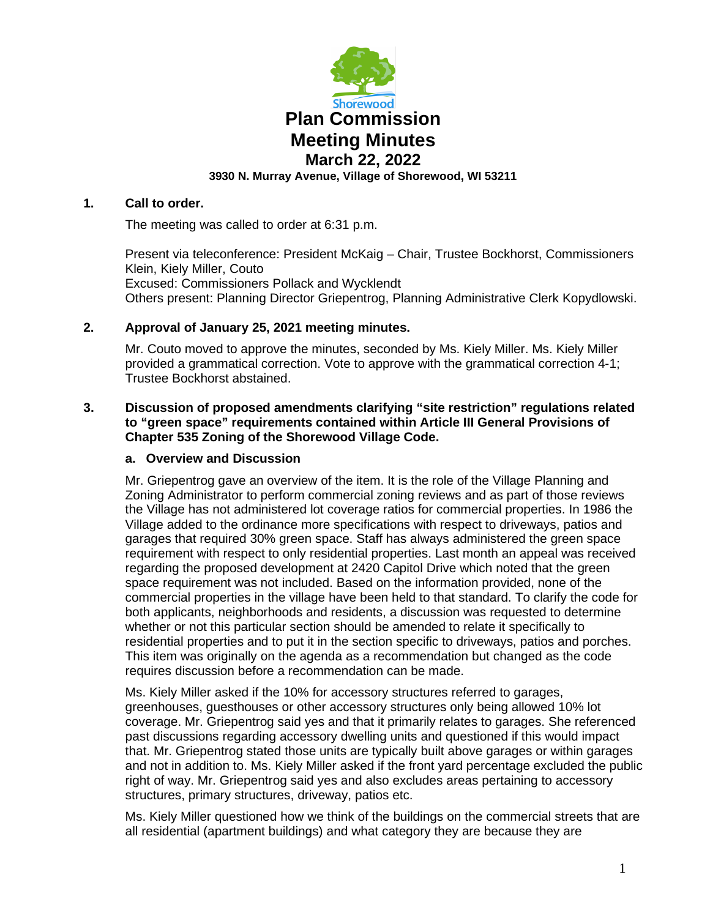Shorewood

# Plan Commission Meeting Minutes

## March 22, 2022

**3930 N. Murray Avenue, Village of Shorewood, WI 53211**

**1. Call to order.**

The meeting was called to order at 6:31 p.m.

Present via teleconference: President McKaig – Chair, Trustee Bockhorst, Commissioners Klein, Kiely Miller, Couto
Excused: Commissioners Pollack and Wycklendt
Others present: Planning Director Griepentrog, Planning Administrative Clerk Kopydlowski.

**2. Approval of January 25, 2021 meeting minutes.**

Mr. Couto moved to approve the minutes, seconded by Ms. Kiely Miller. Ms. Kiely Miller provided a grammatical correction. Vote to approve with the grammatical correction 4-1; Trustee Bockhorst abstained.

**3. Discussion of proposed amendments clarifying "site restriction" regulations related to "green space" requirements contained within Article III General Provisions of Chapter 535 Zoning of the Shorewood Village Code.**

**a. Overview and Discussion**

Mr. Griepentrog gave an overview of the item. It is the role of the Village Planning and Zoning Administrator to perform commercial zoning reviews and as part of those reviews the Village has not administered lot coverage ratios for commercial properties. In 1986 the Village added to the ordinance more specifications with respect to driveways, patios and garages that required 30% green space. Staff has always administered the green space requirement with respect to only residential properties. Last month an appeal was received regarding the proposed development at 2420 Capitol Drive which noted that the green space requirement was not included. Based on the information provided, none of the commercial properties in the village have been held to that standard. To clarify the code for both applicants, neighborhoods and residents, a discussion was requested to determine whether or not this particular section should be amended to relate it specifically to residential properties and to put it in the section specific to driveways, patios and porches. This item was originally on the agenda as a recommendation but changed as the code requires discussion before a recommendation can be made.

Ms. Kiely Miller asked if the 10% for accessory structures referred to garages, greenhouses, guesthouses or other accessory structures only being allowed 10% lot coverage. Mr. Griepentrog said yes and that it primarily relates to garages. She referenced past discussions regarding accessory dwelling units and questioned if this would impact that. Mr. Griepentrog stated those units are typically built above garages or within garages and not in addition to. Ms. Kiely Miller asked if the front yard percentage excluded the public right of way. Mr. Griepentrog said yes and also excludes areas pertaining to accessory structures, primary structures, driveway, patios etc.

Ms. Kiely Miller questioned how we think of the buildings on the commercial streets that are all residential (apartment buildings) and what category they are because they are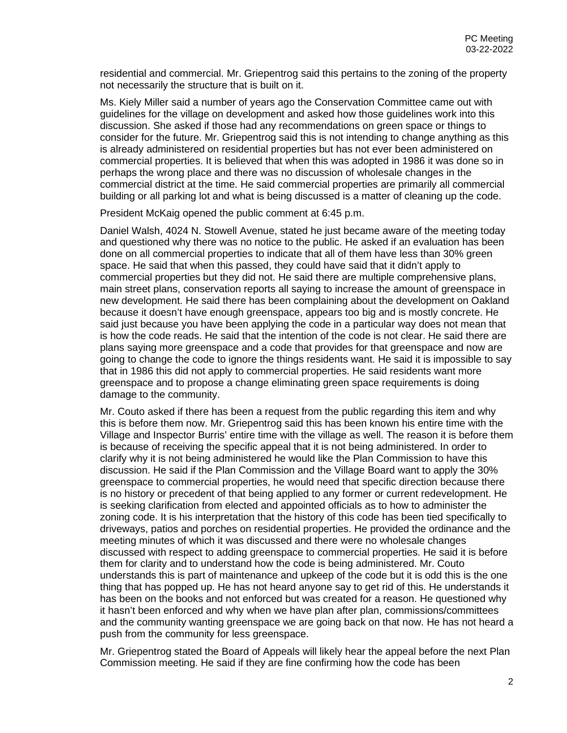residential and commercial. Mr. Griepentrog said this pertains to the zoning of the property not necessarily the structure that is built on it.

Ms. Kiely Miller said a number of years ago the Conservation Committee came out with guidelines for the village on development and asked how those guidelines work into this discussion. She asked if those had any recommendations on green space or things to consider for the future. Mr. Griepentrog said this is not intending to change anything as this is already administered on residential properties but has not ever been administered on commercial properties. It is believed that when this was adopted in 1986 it was done so in perhaps the wrong place and there was no discussion of wholesale changes in the commercial district at the time. He said commercial properties are primarily all commercial building or all parking lot and what is being discussed is a matter of cleaning up the code.

President McKaig opened the public comment at 6:45 p.m.

Daniel Walsh, 4024 N. Stowell Avenue, stated he just became aware of the meeting today and questioned why there was no notice to the public. He asked if an evaluation has been done on all commercial properties to indicate that all of them have less than 30% green space. He said that when this passed, they could have said that it didn't apply to commercial properties but they did not. He said there are multiple comprehensive plans, main street plans, conservation reports all saying to increase the amount of greenspace in new development. He said there has been complaining about the development on Oakland because it doesn't have enough greenspace, appears too big and is mostly concrete. He said just because you have been applying the code in a particular way does not mean that is how the code reads. He said that the intention of the code is not clear. He said there are plans saying more greenspace and a code that provides for that greenspace and now are going to change the code to ignore the things residents want. He said it is impossible to say that in 1986 this did not apply to commercial properties. He said residents want more greenspace and to propose a change eliminating green space requirements is doing damage to the community.

Mr. Couto asked if there has been a request from the public regarding this item and why this is before them now. Mr. Griepentrog said this has been known his entire time with the Village and Inspector Burris' entire time with the village as well. The reason it is before them is because of receiving the specific appeal that it is not being administered. In order to clarify why it is not being administered he would like the Plan Commission to have this discussion. He said if the Plan Commission and the Village Board want to apply the 30% greenspace to commercial properties, he would need that specific direction because there is no history or precedent of that being applied to any former or current redevelopment. He is seeking clarification from elected and appointed officials as to how to administer the zoning code. It is his interpretation that the history of this code has been tied specifically to driveways, patios and porches on residential properties. He provided the ordinance and the meeting minutes of which it was discussed and there were no wholesale changes discussed with respect to adding greenspace to commercial properties. He said it is before them for clarity and to understand how the code is being administered. Mr. Couto understands this is part of maintenance and upkeep of the code but it is odd this is the one thing that has popped up. He has not heard anyone say to get rid of this. He understands it has been on the books and not enforced but was created for a reason. He questioned why it hasn't been enforced and why when we have plan after plan, commissions/committees and the community wanting greenspace we are going back on that now. He has not heard a push from the community for less greenspace.

Mr. Griepentrog stated the Board of Appeals will likely hear the appeal before the next Plan Commission meeting. He said if they are fine confirming how the code has been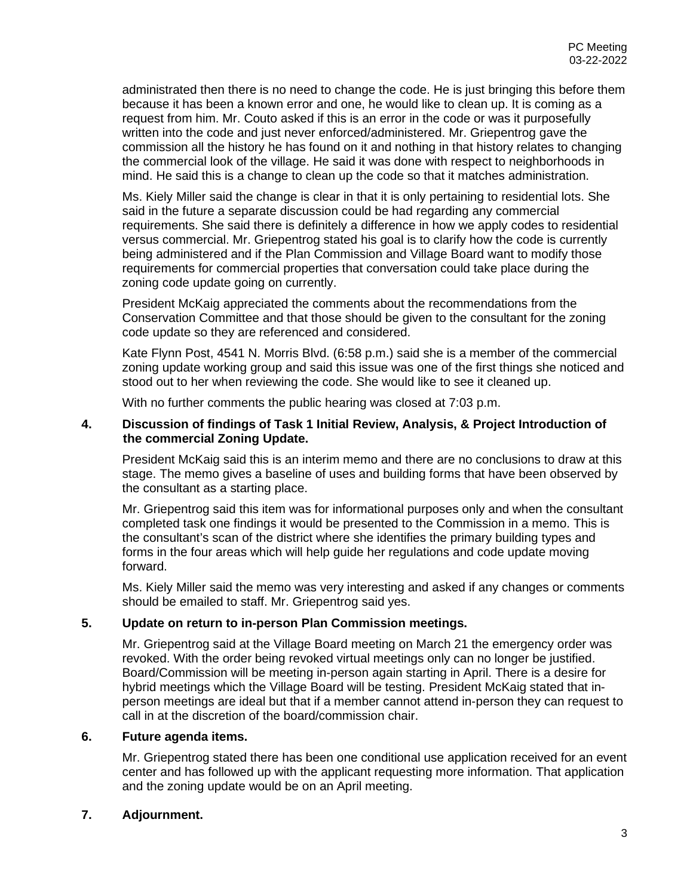administrated then there is no need to change the code. He is just bringing this before them because it has been a known error and one, he would like to clean up. It is coming as a request from him. Mr. Couto asked if this is an error in the code or was it purposefully written into the code and just never enforced/administered. Mr. Griepentrog gave the commission all the history he has found on it and nothing in that history relates to changing the commercial look of the village. He said it was done with respect to neighborhoods in mind. He said this is a change to clean up the code so that it matches administration.

Ms. Kiely Miller said the change is clear in that it is only pertaining to residential lots. She said in the future a separate discussion could be had regarding any commercial requirements. She said there is definitely a difference in how we apply codes to residential versus commercial. Mr. Griepentrog stated his goal is to clarify how the code is currently being administered and if the Plan Commission and Village Board want to modify those requirements for commercial properties that conversation could take place during the zoning code update going on currently.

President McKaig appreciated the comments about the recommendations from the Conservation Committee and that those should be given to the consultant for the zoning code update so they are referenced and considered.

Kate Flynn Post, 4541 N. Morris Blvd. (6:58 p.m.) said she is a member of the commercial zoning update working group and said this issue was one of the first things she noticed and stood out to her when reviewing the code. She would like to see it cleaned up.

With no further comments the public hearing was closed at 7:03 p.m.

**4. Discussion of findings of Task 1 Initial Review, Analysis, & Project Introduction of the commercial Zoning Update.**

President McKaig said this is an interim memo and there are no conclusions to draw at this stage. The memo gives a baseline of uses and building forms that have been observed by the consultant as a starting place.

Mr. Griepentrog said this item was for informational purposes only and when the consultant completed task one findings it would be presented to the Commission in a memo. This is the consultant's scan of the district where she identifies the primary building types and forms in the four areas which will help guide her regulations and code update moving forward.

Ms. Kiely Miller said the memo was very interesting and asked if any changes or comments should be emailed to staff. Mr. Griepentrog said yes.

**5. Update on return to in-person Plan Commission meetings.**

Mr. Griepentrog said at the Village Board meeting on March 21 the emergency order was revoked. With the order being revoked virtual meetings only can no longer be justified. Board/Commission will be meeting in-person again starting in April. There is a desire for hybrid meetings which the Village Board will be testing. President McKaig stated that in-person meetings are ideal but that if a member cannot attend in-person they can request to call in at the discretion of the board/commission chair.

**6. Future agenda items.**

Mr. Griepentrog stated there has been one conditional use application received for an event center and has followed up with the applicant requesting more information. That application and the zoning update would be on an April meeting.

**7. Adjournment.**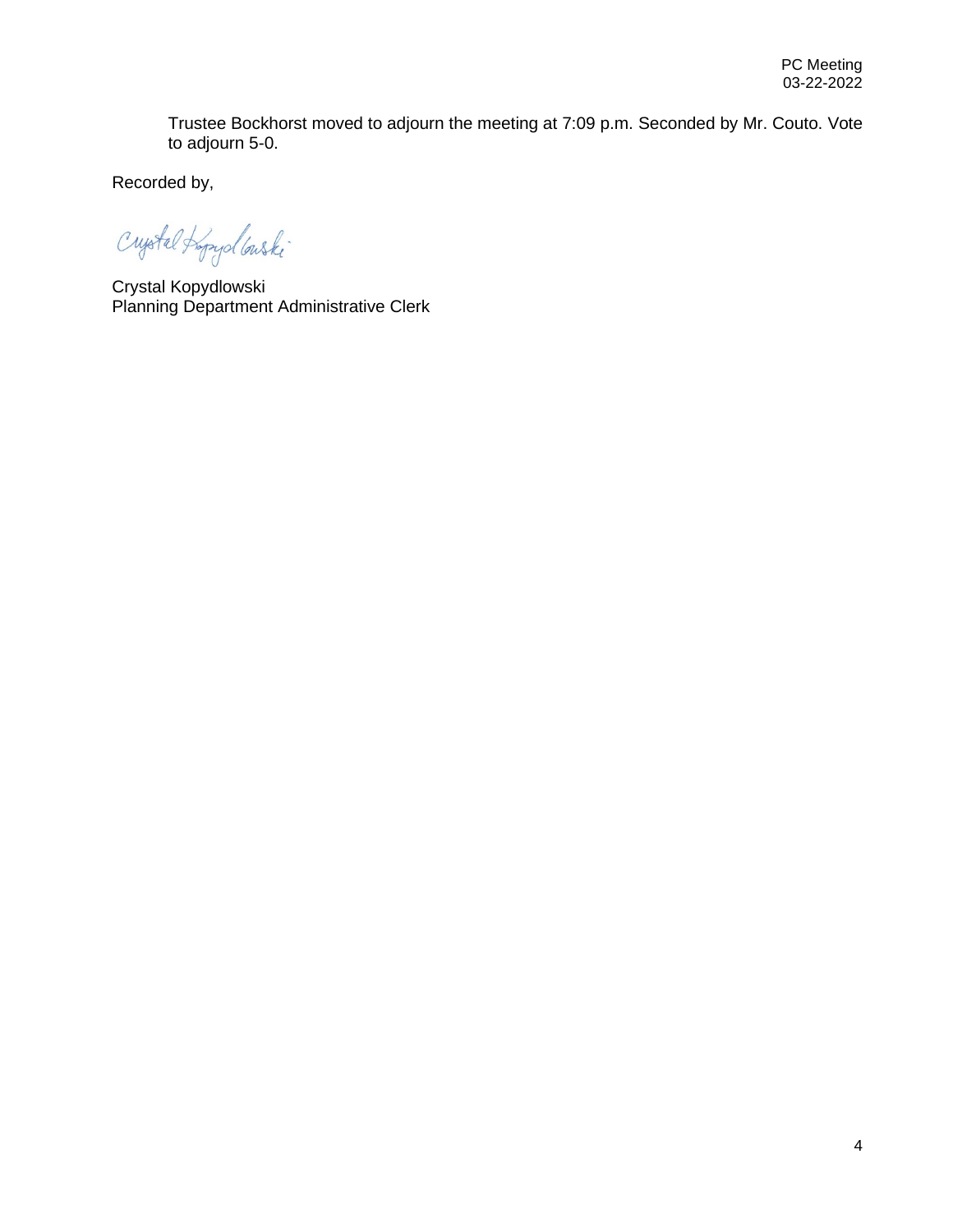Trustee Bockhorst moved to adjourn the meeting at 7:09 p.m. Seconded by Mr. Couto. Vote to adjourn 5-0.

Recorded by,

Crystal Kopydlowski

Crystal Kopydlowski
Planning Department Administrative Clerk